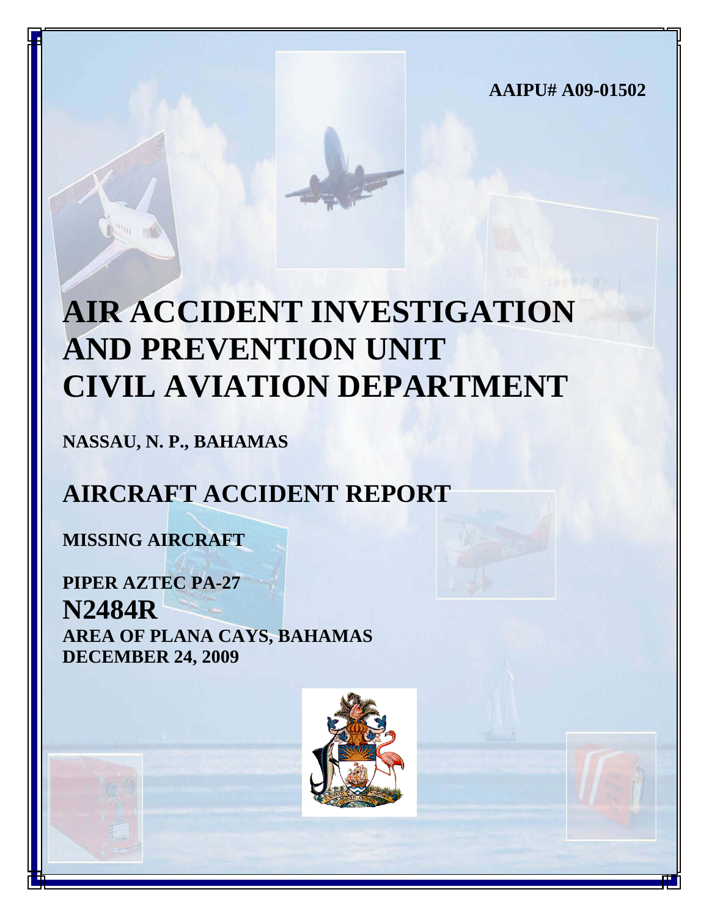**AAIPU# A09-01502**

# AIR ACCIDENT INVESTIGATION AND PREVENTION UNIT CIVIL AVIATION DEPARTMENT

**NASSAU, N. P., BAHAMAS**

# AIRCRAFT ACCIDENT REPORT

**MISSING AIRCRAFT**

**PIPER AZTEC PA-27**

**N2484R**

**AREA OF PLANA CAYS, BAHAMAS**

**DECEMBER 24, 2009**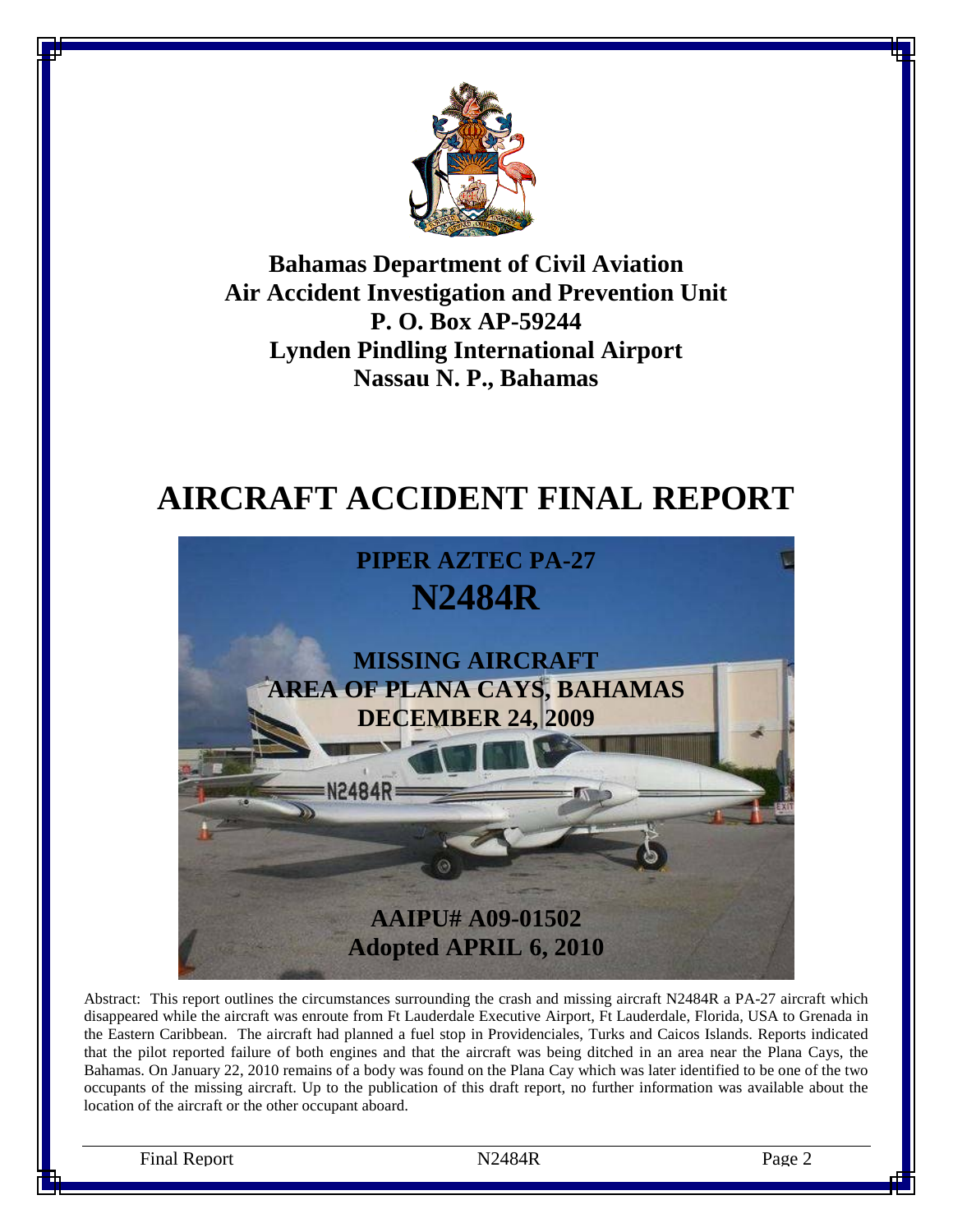**Bahamas Department of Civil Aviation**
**Air Accident Investigation and Prevention Unit**
**P. O. Box AP-59244**
**Lynden Pindling International Airport**
**Nassau N. P., Bahamas**

# AIRCRAFT ACCIDENT FINAL REPORT

## PIPER AZTEC PA-27
## N2484R

## MISSING AIRCRAFT
## AREA OF PLANA CAYS, BAHAMAS
## DECEMBER 24, 2009

## AAIPU# A09-01502
## Adopted APRIL 6, 2010

Abstract: This report outlines the circumstances surrounding the crash and missing aircraft N2484R a PA-27 aircraft which disappeared while the aircraft was enroute from Ft Lauderdale Executive Airport, Ft Lauderdale, Florida, USA to Grenada in the Eastern Caribbean. The aircraft had planned a fuel stop in Providenciales, Turks and Caicos Islands. Reports indicated that the pilot reported failure of both engines and that the aircraft was being ditched in an area near the Plana Cays, the Bahamas. On January 22, 2010 remains of a body was found on the Plana Cay which was later identified to be one of the two occupants of the missing aircraft. Up to the publication of this draft report, no further information was available about the location of the aircraft or the other occupant aboard.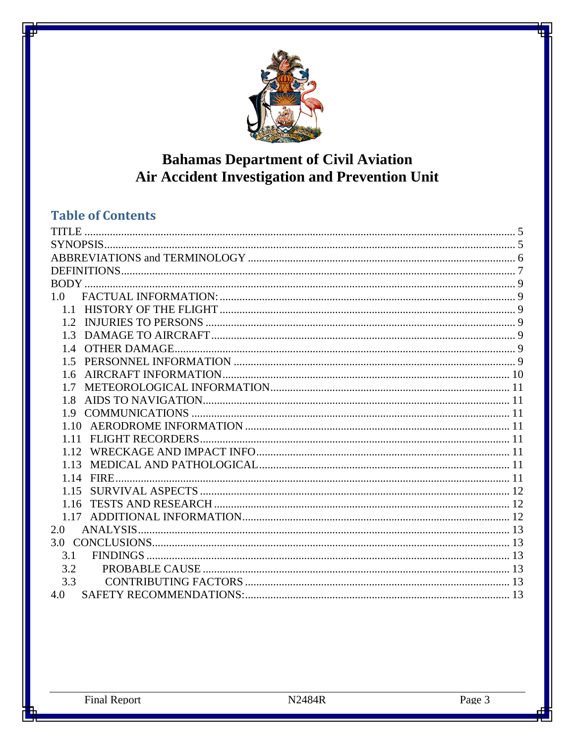# Bahamas Department of Civil Aviation
# Air Accident Investigation and Prevention Unit

## Table of Contents

TITLE ..... 5
SYNOPSIS ..... 5
ABBREVIATIONS and TERMINOLOGY ..... 6
DEFINITIONS ..... 7
BODY ..... 9
1.0 FACTUAL INFORMATION: ..... 9
- 1.1 HISTORY OF THE FLIGHT ..... 9
- 1.2 INJURIES TO PERSONS ..... 9
- 1.3 DAMAGE TO AIRCRAFT ..... 9
- 1.4 OTHER DAMAGE ..... 9
- 1.5 PERSONNEL INFORMATION ..... 9
- 1.6 AIRCRAFT INFORMATION ..... 10
- 1.7 METEOROLOGICAL INFORMATION ..... 11
- 1.8 AIDS TO NAVIGATION ..... 11
- 1.9 COMMUNICATIONS ..... 11
- 1.10 AERODROME INFORMATION ..... 11
- 1.11 FLIGHT RECORDERS ..... 11
- 1.12 WRECKAGE AND IMPACT INFO ..... 11
- 1.13 MEDICAL AND PATHOLOGICAL ..... 11
- 1.14 FIRE ..... 11
- 1.15 SURVIVAL ASPECTS ..... 12
- 1.16 TESTS AND RESEARCH ..... 12
- 1.17 ADDITIONAL INFORMATION ..... 12

2.0 ANALYSIS ..... 13
3.0 CONCLUSIONS ..... 13
- 3.1 FINDINGS ..... 13
- 3.2 PROBABLE CAUSE ..... 13
- 3.3 CONTRIBUTING FACTORS ..... 13

4.0 SAFETY RECOMMENDATIONS: ..... 13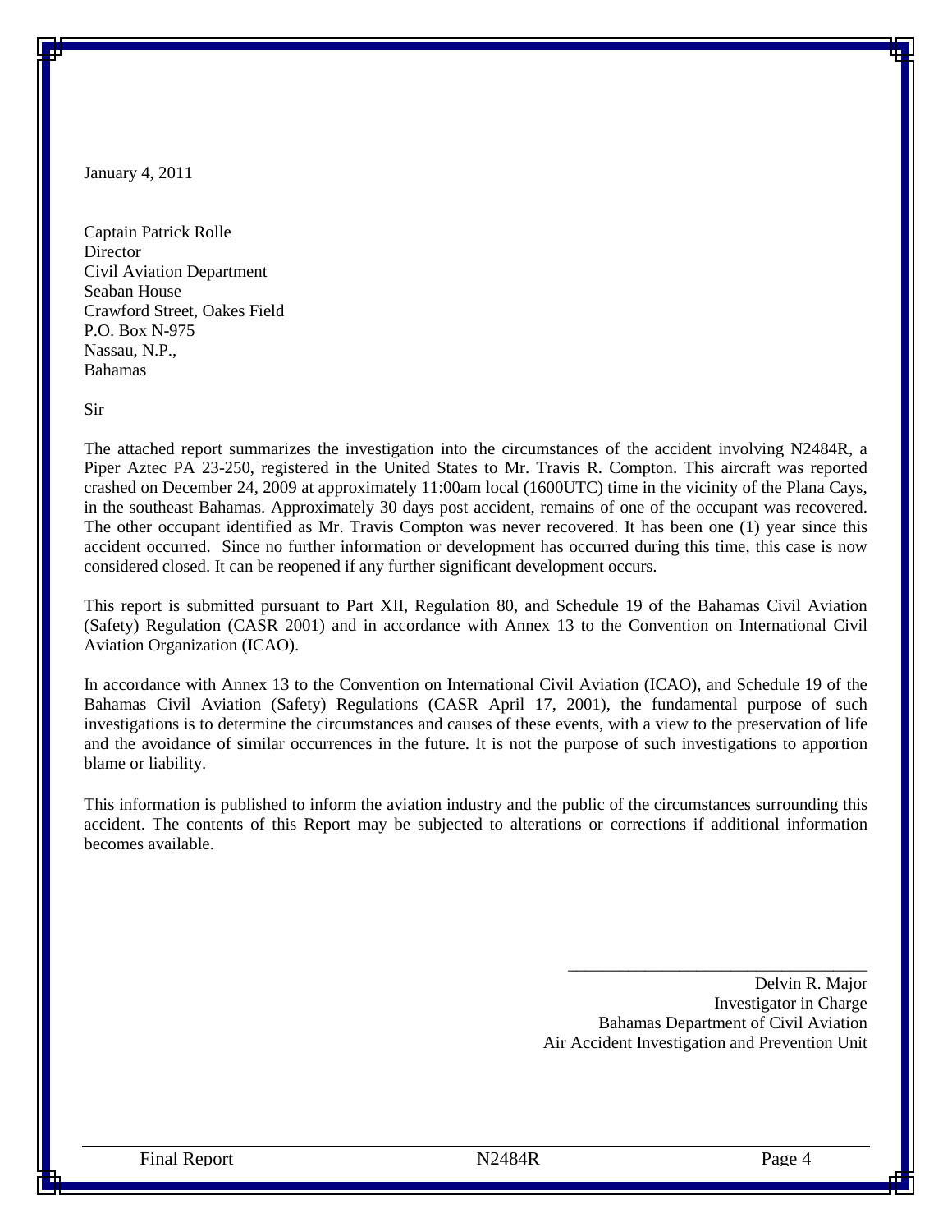January 4, 2011

Captain Patrick Rolle
Director
Civil Aviation Department
Seaban House
Crawford Street, Oakes Field
P.O. Box N-975
Nassau, N.P.,
Bahamas

Sir

The attached report summarizes the investigation into the circumstances of the accident involving N2484R, a Piper Aztec PA 23-250, registered in the United States to Mr. Travis R. Compton. This aircraft was reported crashed on December 24, 2009 at approximately 11:00am local (1600UTC) time in the vicinity of the Plana Cays, in the southeast Bahamas. Approximately 30 days post accident, remains of one of the occupant was recovered. The other occupant identified as Mr. Travis Compton was never recovered. It has been one (1) year since this accident occurred. Since no further information or development has occurred during this time, this case is now considered closed. It can be reopened if any further significant development occurs.

This report is submitted pursuant to Part XII, Regulation 80, and Schedule 19 of the Bahamas Civil Aviation (Safety) Regulation (CASR 2001) and in accordance with Annex 13 to the Convention on International Civil Aviation Organization (ICAO).

In accordance with Annex 13 to the Convention on International Civil Aviation (ICAO), and Schedule 19 of the Bahamas Civil Aviation (Safety) Regulations (CASR April 17, 2001), the fundamental purpose of such investigations is to determine the circumstances and causes of these events, with a view to the preservation of life and the avoidance of similar occurrences in the future. It is not the purpose of such investigations to apportion blame or liability.

This information is published to inform the aviation industry and the public of the circumstances surrounding this accident. The contents of this Report may be subjected to alterations or corrections if additional information becomes available.

\_\_\_\_\_\_\_\_\_\_\_\_\_\_\_\_\_\_\_\_\_\_\_\_\_\_\_\_\_\_\_\_\_\_\_

Delvin R. Major
Investigator in Charge
Bahamas Department of Civil Aviation
Air Accident Investigation and Prevention Unit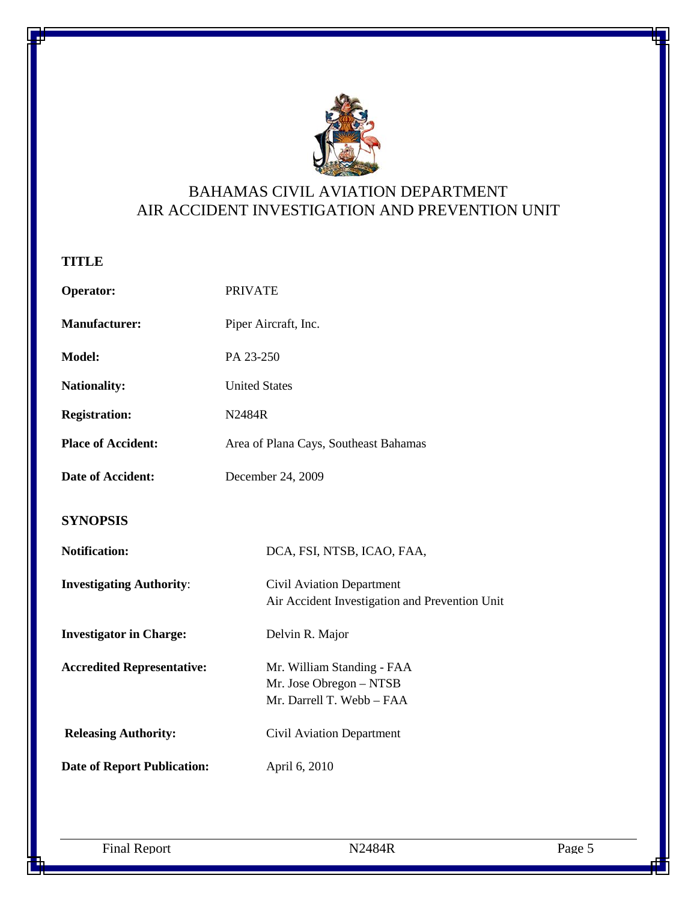# BAHAMAS CIVIL AVIATION DEPARTMENT
# AIR ACCIDENT INVESTIGATION AND PREVENTION UNIT

## TITLE

**Operator:** PRIVATE

**Manufacturer:** Piper Aircraft, Inc.

**Model:** PA 23-250

**Nationality:** United States

**Registration:** N2484R

**Place of Accident:** Area of Plana Cays, Southeast Bahamas

**Date of Accident:** December 24, 2009

## SYNOPSIS

**Notification:** DCA, FSI, NTSB, ICAO, FAA,

**Investigating Authority**: Civil Aviation Department
Air Accident Investigation and Prevention Unit

**Investigator in Charge:** Delvin R. Major

**Accredited Representative:** Mr. William Standing - FAA
Mr. Jose Obregon – NTSB
Mr. Darrell T. Webb – FAA

**Releasing Authority:** Civil Aviation Department

**Date of Report Publication:** April 6, 2010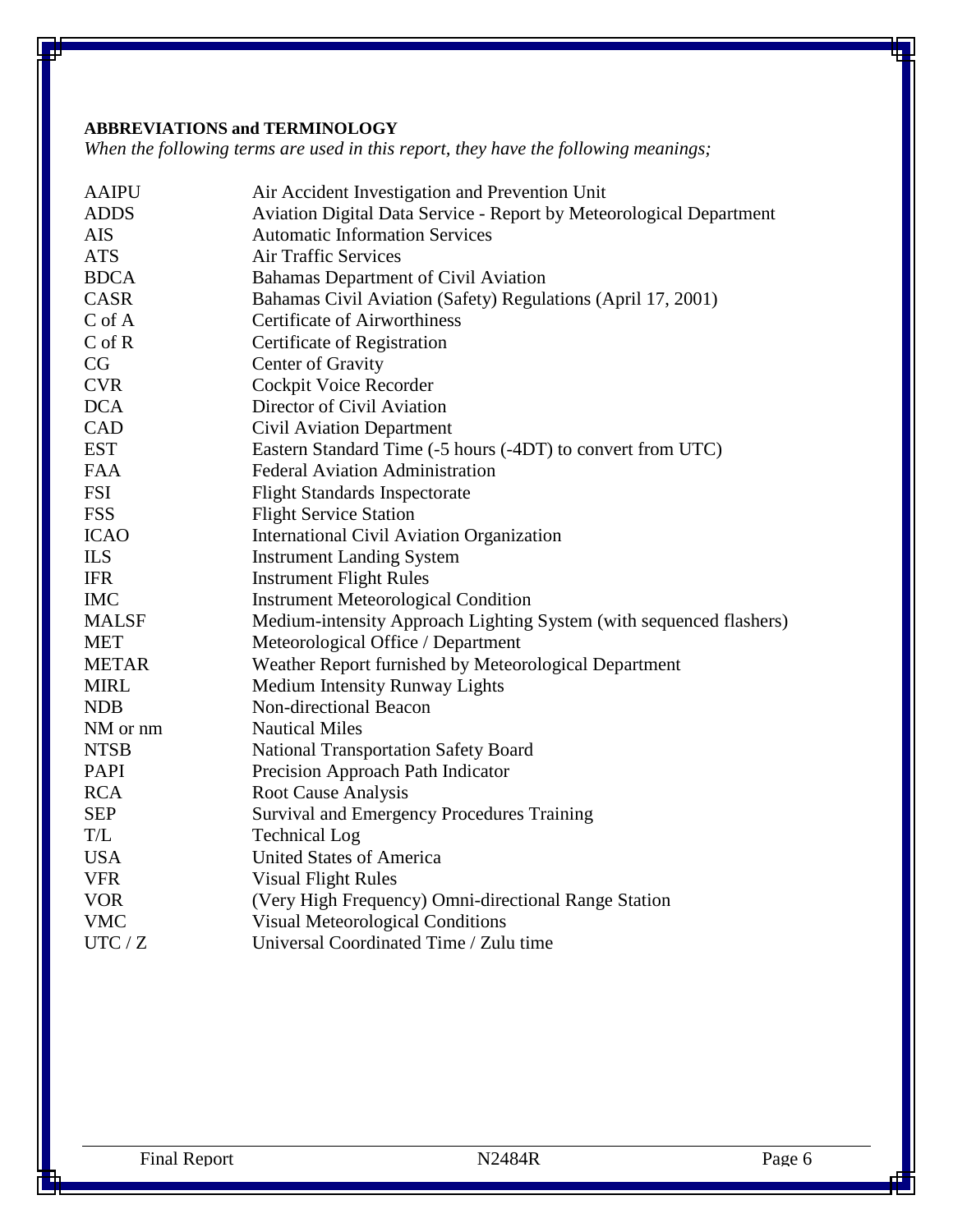**ABBREVIATIONS and TERMINOLOGY**

*When the following terms are used in this report, they have the following meanings;*

| | |
|---|---|
| AAIPU | Air Accident Investigation and Prevention Unit |
| ADDS | Aviation Digital Data Service - Report by Meteorological Department |
| AIS | Automatic Information Services |
| ATS | Air Traffic Services |
| BDCA | Bahamas Department of Civil Aviation |
| CASR | Bahamas Civil Aviation (Safety) Regulations (April 17, 2001) |
| C of A | Certificate of Airworthiness |
| C of R | Certificate of Registration |
| CG | Center of Gravity |
| CVR | Cockpit Voice Recorder |
| DCA | Director of Civil Aviation |
| CAD | Civil Aviation Department |
| EST | Eastern Standard Time (-5 hours (-4DT) to convert from UTC) |
| FAA | Federal Aviation Administration |
| FSI | Flight Standards Inspectorate |
| FSS | Flight Service Station |
| ICAO | International Civil Aviation Organization |
| ILS | Instrument Landing System |
| IFR | Instrument Flight Rules |
| IMC | Instrument Meteorological Condition |
| MALSF | Medium-intensity Approach Lighting System (with sequenced flashers) |
| MET | Meteorological Office / Department |
| METAR | Weather Report furnished by Meteorological Department |
| MIRL | Medium Intensity Runway Lights |
| NDB | Non-directional Beacon |
| NM or nm | Nautical Miles |
| NTSB | National Transportation Safety Board |
| PAPI | Precision Approach Path Indicator |
| RCA | Root Cause Analysis |
| SEP | Survival and Emergency Procedures Training |
| T/L | Technical Log |
| USA | United States of America |
| VFR | Visual Flight Rules |
| VOR | (Very High Frequency) Omni-directional Range Station |
| VMC | Visual Meteorological Conditions |
| UTC / Z | Universal Coordinated Time / Zulu time |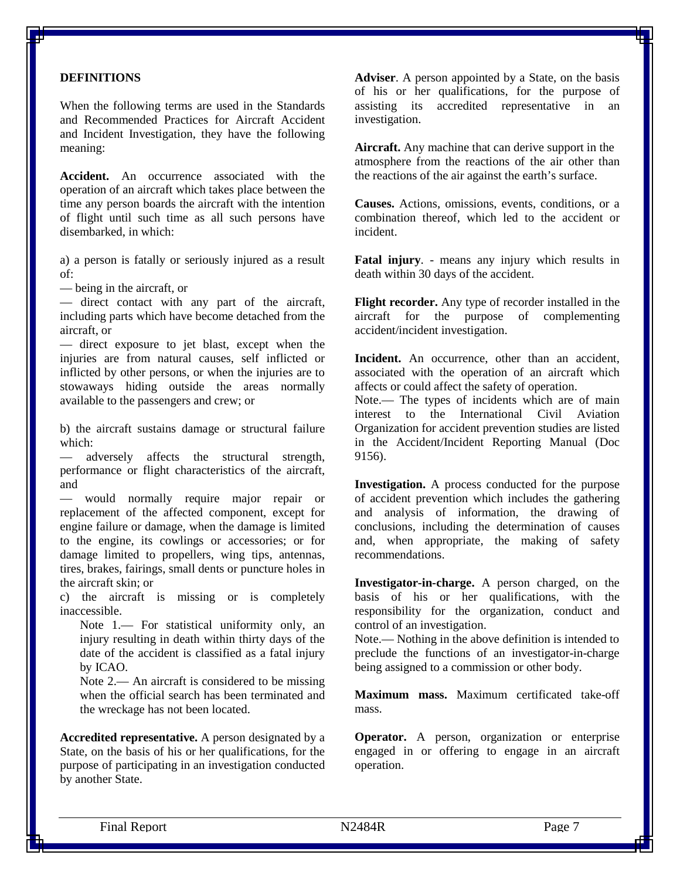## DEFINITIONS

When the following terms are used in the Standards and Recommended Practices for Aircraft Accident and Incident Investigation, they have the following meaning:

**Accident.** An occurrence associated with the operation of an aircraft which takes place between the time any person boards the aircraft with the intention of flight until such time as all such persons have disembarked, in which:

a) a person is fatally or seriously injured as a result of:

— being in the aircraft, or

— direct contact with any part of the aircraft, including parts which have become detached from the aircraft, or

— direct exposure to jet blast, except when the injuries are from natural causes, self inflicted or inflicted by other persons, or when the injuries are to stowaways hiding outside the areas normally available to the passengers and crew; or

b) the aircraft sustains damage or structural failure which:

— adversely affects the structural strength, performance or flight characteristics of the aircraft, and

— would normally require major repair or replacement of the affected component, except for engine failure or damage, when the damage is limited to the engine, its cowlings or accessories; or for damage limited to propellers, wing tips, antennas, tires, brakes, fairings, small dents or puncture holes in the aircraft skin; or

c) the aircraft is missing or is completely inaccessible.

> Note 1.— For statistical uniformity only, an injury resulting in death within thirty days of the date of the accident is classified as a fatal injury by ICAO.
>
> Note 2.— An aircraft is considered to be missing when the official search has been terminated and the wreckage has not been located.

**Accredited representative.** A person designated by a State, on the basis of his or her qualifications, for the purpose of participating in an investigation conducted by another State.

**Adviser**. A person appointed by a State, on the basis of his or her qualifications, for the purpose of assisting its accredited representative in an investigation.

**Aircraft.** Any machine that can derive support in the atmosphere from the reactions of the air other than the reactions of the air against the earth's surface.

**Causes.** Actions, omissions, events, conditions, or a combination thereof, which led to the accident or incident.

**Fatal injury**. - means any injury which results in death within 30 days of the accident.

**Flight recorder.** Any type of recorder installed in the aircraft for the purpose of complementing accident/incident investigation.

**Incident.** An occurrence, other than an accident, associated with the operation of an aircraft which affects or could affect the safety of operation.

Note.— The types of incidents which are of main interest to the International Civil Aviation Organization for accident prevention studies are listed in the Accident/Incident Reporting Manual (Doc 9156).

**Investigation.** A process conducted for the purpose of accident prevention which includes the gathering and analysis of information, the drawing of conclusions, including the determination of causes and, when appropriate, the making of safety recommendations.

**Investigator-in-charge.** A person charged, on the basis of his or her qualifications, with the responsibility for the organization, conduct and control of an investigation.

Note.— Nothing in the above definition is intended to preclude the functions of an investigator-in-charge being assigned to a commission or other body.

**Maximum mass.** Maximum certificated take-off mass.

**Operator.** A person, organization or enterprise engaged in or offering to engage in an aircraft operation.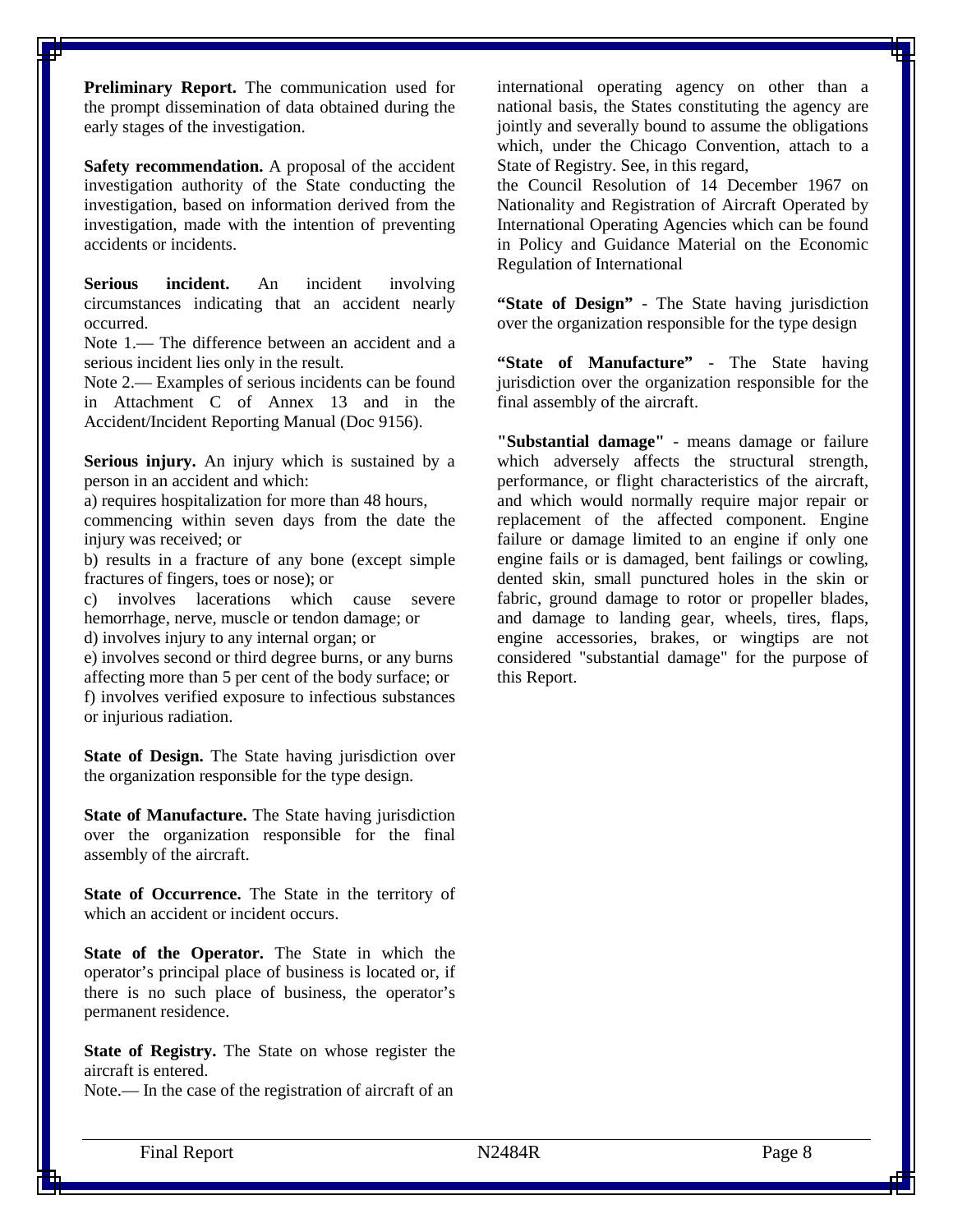**Preliminary Report.** The communication used for the prompt dissemination of data obtained during the early stages of the investigation.

**Safety recommendation.** A proposal of the accident investigation authority of the State conducting the investigation, based on information derived from the investigation, made with the intention of preventing accidents or incidents.

**Serious incident.** An incident involving circumstances indicating that an accident nearly occurred.

Note 1.— The difference between an accident and a serious incident lies only in the result.

Note 2.— Examples of serious incidents can be found in Attachment C of Annex 13 and in the Accident/Incident Reporting Manual (Doc 9156).

**Serious injury.** An injury which is sustained by a person in an accident and which:

a) requires hospitalization for more than 48 hours, commencing within seven days from the date the injury was received; or

b) results in a fracture of any bone (except simple fractures of fingers, toes or nose); or

c) involves lacerations which cause severe hemorrhage, nerve, muscle or tendon damage; or

d) involves injury to any internal organ; or

e) involves second or third degree burns, or any burns affecting more than 5 per cent of the body surface; or

f) involves verified exposure to infectious substances or injurious radiation.

**State of Design.** The State having jurisdiction over the organization responsible for the type design.

**State of Manufacture.** The State having jurisdiction over the organization responsible for the final assembly of the aircraft.

**State of Occurrence.** The State in the territory of which an accident or incident occurs.

**State of the Operator.** The State in which the operator's principal place of business is located or, if there is no such place of business, the operator's permanent residence.

**State of Registry.** The State on whose register the aircraft is entered.

Note.— In the case of the registration of aircraft of an international operating agency on other than a national basis, the States constituting the agency are jointly and severally bound to assume the obligations which, under the Chicago Convention, attach to a State of Registry. See, in this regard,

the Council Resolution of 14 December 1967 on Nationality and Registration of Aircraft Operated by International Operating Agencies which can be found in Policy and Guidance Material on the Economic Regulation of International

**"State of Design"** - The State having jurisdiction over the organization responsible for the type design

**"State of Manufacture"** - The State having jurisdiction over the organization responsible for the final assembly of the aircraft.

**"Substantial damage"** - means damage or failure which adversely affects the structural strength, performance, or flight characteristics of the aircraft, and which would normally require major repair or replacement of the affected component. Engine failure or damage limited to an engine if only one engine fails or is damaged, bent failings or cowling, dented skin, small punctured holes in the skin or fabric, ground damage to rotor or propeller blades, and damage to landing gear, wheels, tires, flaps, engine accessories, brakes, or wingtips are not considered "substantial damage" for the purpose of this Report.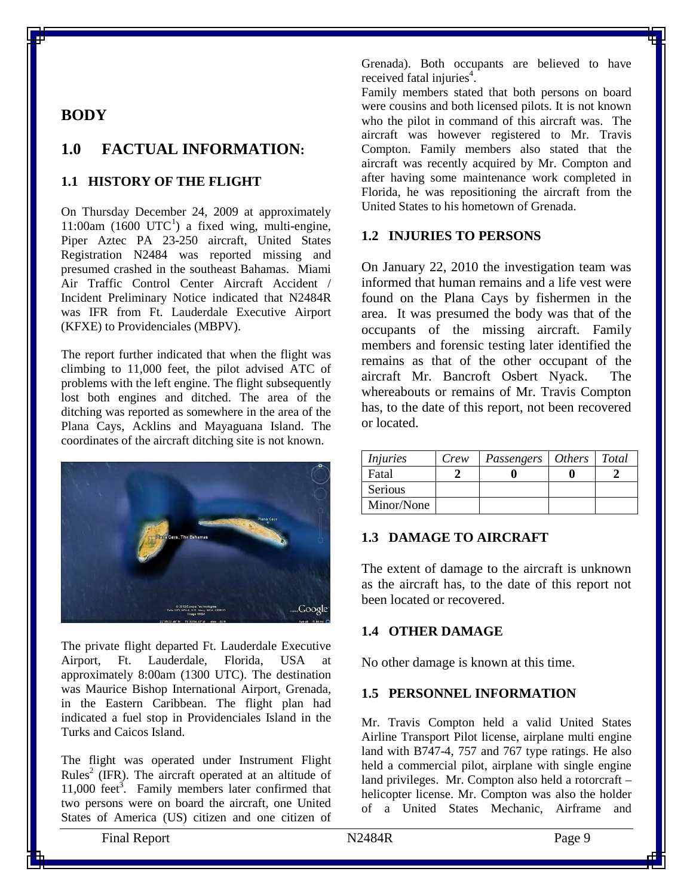# BODY

## 1.0 FACTUAL INFORMATION:

### 1.1 HISTORY OF THE FLIGHT

On Thursday December 24, 2009 at approximately 11:00am (1600 UTC[1]) a fixed wing, multi-engine, Piper Aztec PA 23-250 aircraft, United States Registration N2484 was reported missing and presumed crashed in the southeast Bahamas. Miami Air Traffic Control Center Aircraft Accident / Incident Preliminary Notice indicated that N2484R was IFR from Ft. Lauderdale Executive Airport (KFXE) to Providenciales (MBPV).

The report further indicated that when the flight was climbing to 11,000 feet, the pilot advised ATC of problems with the left engine. The flight subsequently lost both engines and ditched. The area of the ditching was reported as somewhere in the area of the Plana Cays, Acklins and Mayaguana Island. The coordinates of the aircraft ditching site is not known.

The private flight departed Ft. Lauderdale Executive Airport, Ft. Lauderdale, Florida, USA at approximately 8:00am (1300 UTC). The destination was Maurice Bishop International Airport, Grenada, in the Eastern Caribbean. The flight plan had indicated a fuel stop in Providenciales Island in the Turks and Caicos Island.

The flight was operated under Instrument Flight Rules[2] (IFR). The aircraft operated at an altitude of 11,000 feet[3]. Family members later confirmed that two persons were on board the aircraft, one United States of America (US) citizen and one citizen of Grenada). Both occupants are believed to have received fatal injuries[4].

Family members stated that both persons on board were cousins and both licensed pilots. It is not known who the pilot in command of this aircraft was. The aircraft was however registered to Mr. Travis Compton. Family members also stated that the aircraft was recently acquired by Mr. Compton and after having some maintenance work completed in Florida, he was repositioning the aircraft from the United States to his hometown of Grenada.

### 1.2 INJURIES TO PERSONS

On January 22, 2010 the investigation team was informed that human remains and a life vest were found on the Plana Cays by fishermen in the area. It was presumed the body was that of the occupants of the missing aircraft. Family members and forensic testing later identified the remains as that of the other occupant of the aircraft Mr. Bancroft Osbert Nyack. The whereabouts or remains of Mr. Travis Compton has, to the date of this report, not been recovered or located.

| *Injuries* | *Crew* | *Passengers* | *Others* | *Total* |
|---|---|---|---|---|
| Fatal | **2** | **0** | **0** | **2** |
| Serious | | | | |
| Minor/None | | | | |

### 1.3 DAMAGE TO AIRCRAFT

The extent of damage to the aircraft is unknown as the aircraft has, to the date of this report not been located or recovered.

### 1.4 OTHER DAMAGE

No other damage is known at this time.

### 1.5 PERSONNEL INFORMATION

Mr. Travis Compton held a valid United States Airline Transport Pilot license, airplane multi engine land with B747-4, 757 and 767 type ratings. He also held a commercial pilot, airplane with single engine land privileges. Mr. Compton also held a rotorcraft – helicopter license. Mr. Compton was also the holder of a United States Mechanic, Airframe and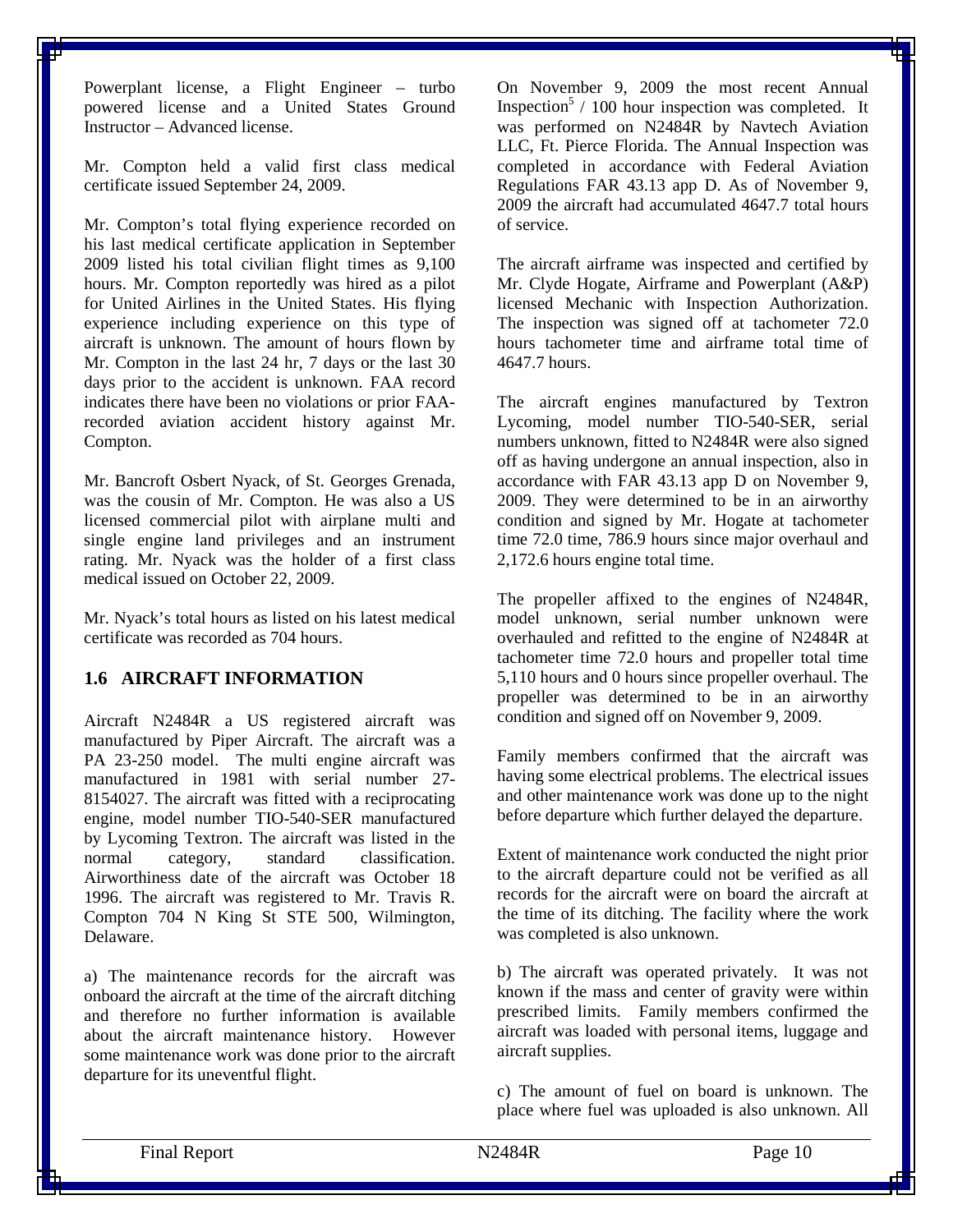Powerplant license, a Flight Engineer – turbo powered license and a United States Ground Instructor – Advanced license.

Mr. Compton held a valid first class medical certificate issued September 24, 2009.

Mr. Compton's total flying experience recorded on his last medical certificate application in September 2009 listed his total civilian flight times as 9,100 hours. Mr. Compton reportedly was hired as a pilot for United Airlines in the United States. His flying experience including experience on this type of aircraft is unknown. The amount of hours flown by Mr. Compton in the last 24 hr, 7 days or the last 30 days prior to the accident is unknown. FAA record indicates there have been no violations or prior FAA-recorded aviation accident history against Mr. Compton.

Mr. Bancroft Osbert Nyack, of St. Georges Grenada, was the cousin of Mr. Compton. He was also a US licensed commercial pilot with airplane multi and single engine land privileges and an instrument rating. Mr. Nyack was the holder of a first class medical issued on October 22, 2009.

Mr. Nyack's total hours as listed on his latest medical certificate was recorded as 704 hours.

## 1.6 AIRCRAFT INFORMATION

Aircraft N2484R a US registered aircraft was manufactured by Piper Aircraft. The aircraft was a PA 23-250 model. The multi engine aircraft was manufactured in 1981 with serial number 27-8154027. The aircraft was fitted with a reciprocating engine, model number TIO-540-SER manufactured by Lycoming Textron. The aircraft was listed in the normal category, standard classification. Airworthiness date of the aircraft was October 18 1996. The aircraft was registered to Mr. Travis R. Compton 704 N King St STE 500, Wilmington, Delaware.

a) The maintenance records for the aircraft was onboard the aircraft at the time of the aircraft ditching and therefore no further information is available about the aircraft maintenance history. However some maintenance work was done prior to the aircraft departure for its uneventful flight.

On November 9, 2009 the most recent Annual Inspection[5] / 100 hour inspection was completed. It was performed on N2484R by Navtech Aviation LLC, Ft. Pierce Florida. The Annual Inspection was completed in accordance with Federal Aviation Regulations FAR 43.13 app D. As of November 9, 2009 the aircraft had accumulated 4647.7 total hours of service.

The aircraft airframe was inspected and certified by Mr. Clyde Hogate, Airframe and Powerplant (A&P) licensed Mechanic with Inspection Authorization. The inspection was signed off at tachometer 72.0 hours tachometer time and airframe total time of 4647.7 hours.

The aircraft engines manufactured by Textron Lycoming, model number TIO-540-SER, serial numbers unknown, fitted to N2484R were also signed off as having undergone an annual inspection, also in accordance with FAR 43.13 app D on November 9, 2009. They were determined to be in an airworthy condition and signed by Mr. Hogate at tachometer time 72.0 time, 786.9 hours since major overhaul and 2,172.6 hours engine total time.

The propeller affixed to the engines of N2484R, model unknown, serial number unknown were overhauled and refitted to the engine of N2484R at tachometer time 72.0 hours and propeller total time 5,110 hours and 0 hours since propeller overhaul. The propeller was determined to be in an airworthy condition and signed off on November 9, 2009.

Family members confirmed that the aircraft was having some electrical problems. The electrical issues and other maintenance work was done up to the night before departure which further delayed the departure.

Extent of maintenance work conducted the night prior to the aircraft departure could not be verified as all records for the aircraft were on board the aircraft at the time of its ditching. The facility where the work was completed is also unknown.

b) The aircraft was operated privately. It was not known if the mass and center of gravity were within prescribed limits. Family members confirmed the aircraft was loaded with personal items, luggage and aircraft supplies.

c) The amount of fuel on board is unknown. The place where fuel was uploaded is also unknown. All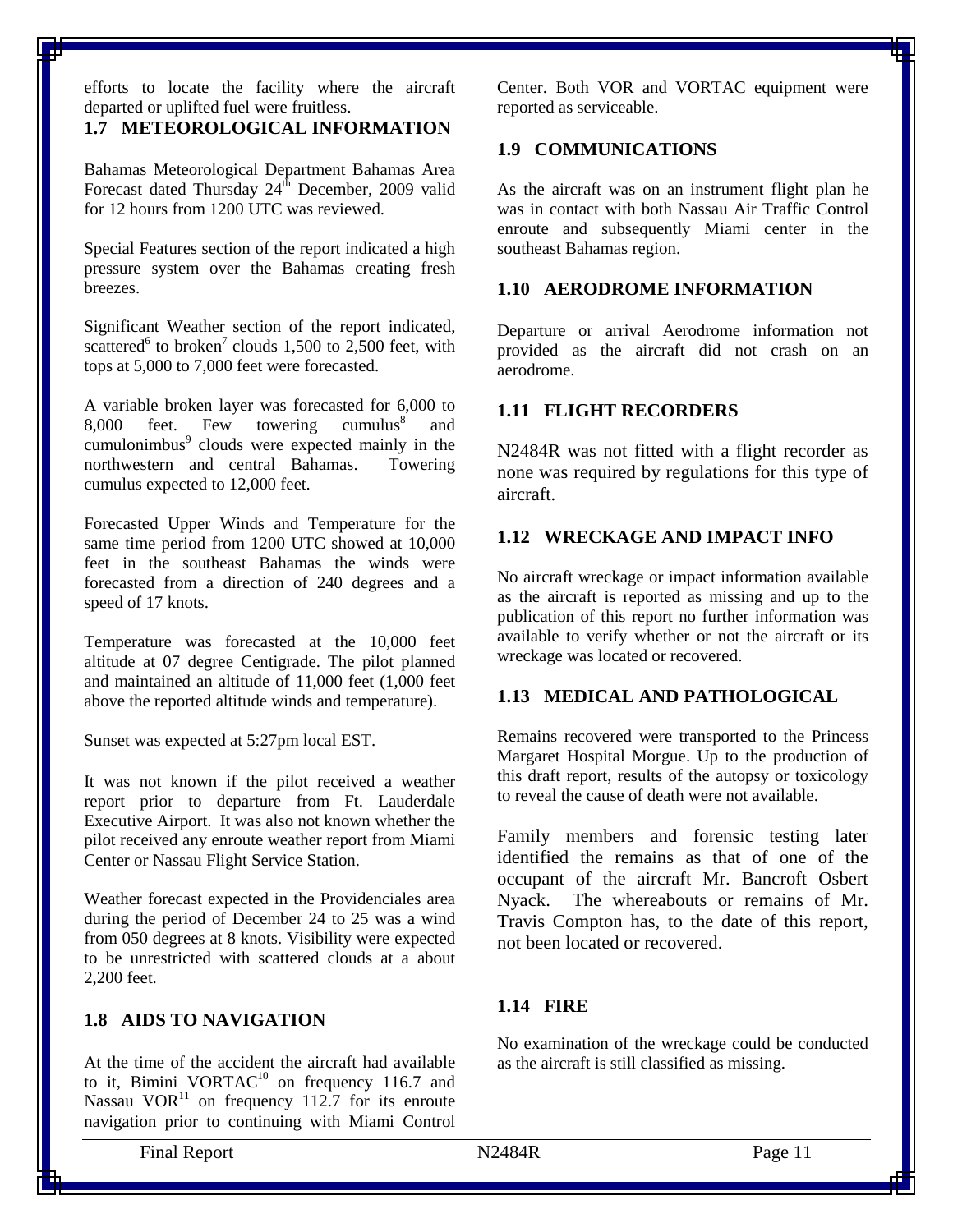efforts to locate the facility where the aircraft departed or uplifted fuel were fruitless.

## 1.7 METEOROLOGICAL INFORMATION

Bahamas Meteorological Department Bahamas Area Forecast dated Thursday 24th December, 2009 valid for 12 hours from 1200 UTC was reviewed.

Special Features section of the report indicated a high pressure system over the Bahamas creating fresh breezes.

Significant Weather section of the report indicated, scattered[6] to broken[7] clouds 1,500 to 2,500 feet, with tops at 5,000 to 7,000 feet were forecasted.

A variable broken layer was forecasted for 6,000 to 8,000 feet. Few towering cumulus[8] and cumulonimbus[9] clouds were expected mainly in the northwestern and central Bahamas. Towering cumulus expected to 12,000 feet.

Forecasted Upper Winds and Temperature for the same time period from 1200 UTC showed at 10,000 feet in the southeast Bahamas the winds were forecasted from a direction of 240 degrees and a speed of 17 knots.

Temperature was forecasted at the 10,000 feet altitude at 07 degree Centigrade. The pilot planned and maintained an altitude of 11,000 feet (1,000 feet above the reported altitude winds and temperature).

Sunset was expected at 5:27pm local EST.

It was not known if the pilot received a weather report prior to departure from Ft. Lauderdale Executive Airport. It was also not known whether the pilot received any enroute weather report from Miami Center or Nassau Flight Service Station.

Weather forecast expected in the Providenciales area during the period of December 24 to 25 was a wind from 050 degrees at 8 knots. Visibility were expected to be unrestricted with scattered clouds at a about 2,200 feet.

## 1.8 AIDS TO NAVIGATION

At the time of the accident the aircraft had available to it, Bimini VORTAC[10] on frequency 116.7 and Nassau VOR[11] on frequency 112.7 for its enroute navigation prior to continuing with Miami Control Center. Both VOR and VORTAC equipment were reported as serviceable.

## 1.9 COMMUNICATIONS

As the aircraft was on an instrument flight plan he was in contact with both Nassau Air Traffic Control enroute and subsequently Miami center in the southeast Bahamas region.

## 1.10 AERODROME INFORMATION

Departure or arrival Aerodrome information not provided as the aircraft did not crash on an aerodrome.

## 1.11 FLIGHT RECORDERS

N2484R was not fitted with a flight recorder as none was required by regulations for this type of aircraft.

## 1.12 WRECKAGE AND IMPACT INFO

No aircraft wreckage or impact information available as the aircraft is reported as missing and up to the publication of this report no further information was available to verify whether or not the aircraft or its wreckage was located or recovered.

## 1.13 MEDICAL AND PATHOLOGICAL

Remains recovered were transported to the Princess Margaret Hospital Morgue. Up to the production of this draft report, results of the autopsy or toxicology to reveal the cause of death were not available.

Family members and forensic testing later identified the remains as that of one of the occupant of the aircraft Mr. Bancroft Osbert Nyack. The whereabouts or remains of Mr. Travis Compton has, to the date of this report, not been located or recovered.

## 1.14 FIRE

No examination of the wreckage could be conducted as the aircraft is still classified as missing.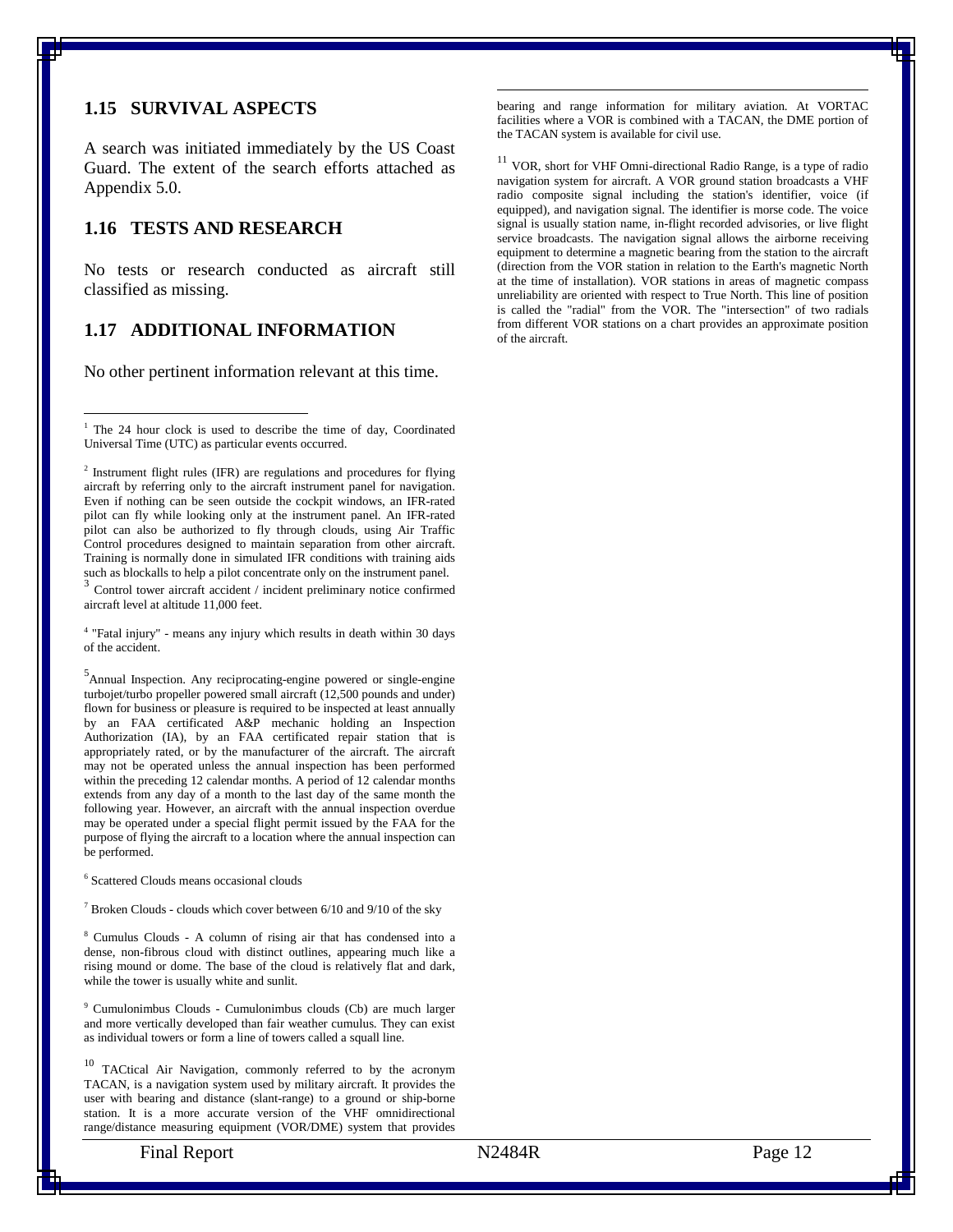## 1.15 SURVIVAL ASPECTS

A search was initiated immediately by the US Coast Guard. The extent of the search efforts attached as Appendix 5.0.

## 1.16 TESTS AND RESEARCH

No tests or research conducted as aircraft still classified as missing.

## 1.17 ADDITIONAL INFORMATION

No other pertinent information relevant at this time.

---

[1] The 24 hour clock is used to describe the time of day, Coordinated Universal Time (UTC) as particular events occurred.

[2] Instrument flight rules (IFR) are regulations and procedures for flying aircraft by referring only to the aircraft instrument panel for navigation. Even if nothing can be seen outside the cockpit windows, an IFR-rated pilot can fly while looking only at the instrument panel. An IFR-rated pilot can also be authorized to fly through clouds, using Air Traffic Control procedures designed to maintain separation from other aircraft. Training is normally done in simulated IFR conditions with training aids such as blockalls to help a pilot concentrate only on the instrument panel.

[3] Control tower aircraft accident / incident preliminary notice confirmed aircraft level at altitude 11,000 feet.

[4] "Fatal injury" - means any injury which results in death within 30 days of the accident.

[5] Annual Inspection. Any reciprocating-engine powered or single-engine turbojet/turbo propeller powered small aircraft (12,500 pounds and under) flown for business or pleasure is required to be inspected at least annually by an FAA certificated A&P mechanic holding an Inspection Authorization (IA), by an FAA certificated repair station that is appropriately rated, or by the manufacturer of the aircraft. The aircraft may not be operated unless the annual inspection has been performed within the preceding 12 calendar months. A period of 12 calendar months extends from any day of a month to the last day of the same month the following year. However, an aircraft with the annual inspection overdue may be operated under a special flight permit issued by the FAA for the purpose of flying the aircraft to a location where the annual inspection can be performed.

[6] Scattered Clouds means occasional clouds

[7] Broken Clouds - clouds which cover between 6/10 and 9/10 of the sky

[8] Cumulus Clouds - A column of rising air that has condensed into a dense, non-fibrous cloud with distinct outlines, appearing much like a rising mound or dome. The base of the cloud is relatively flat and dark, while the tower is usually white and sunlit.

[9] Cumulonimbus Clouds - Cumulonimbus clouds (Cb) are much larger and more vertically developed than fair weather cumulus. They can exist as individual towers or form a line of towers called a squall line.

[10] TACtical Air Navigation, commonly referred to by the acronym TACAN, is a navigation system used by military aircraft. It provides the user with bearing and distance (slant-range) to a ground or ship-borne station. It is a more accurate version of the VHF omnidirectional range/distance measuring equipment (VOR/DME) system that provides bearing and range information for military aviation. At VORTAC facilities where a VOR is combined with a TACAN, the DME portion of the TACAN system is available for civil use.

[11] VOR, short for VHF Omni-directional Radio Range, is a type of radio navigation system for aircraft. A VOR ground station broadcasts a VHF radio composite signal including the station's identifier, voice (if equipped), and navigation signal. The identifier is morse code. The voice signal is usually station name, in-flight recorded advisories, or live flight service broadcasts. The navigation signal allows the airborne receiving equipment to determine a magnetic bearing from the station to the aircraft (direction from the VOR station in relation to the Earth's magnetic North at the time of installation). VOR stations in areas of magnetic compass unreliability are oriented with respect to True North. This line of position is called the "radial" from the VOR. The "intersection" of two radials from different VOR stations on a chart provides an approximate position of the aircraft.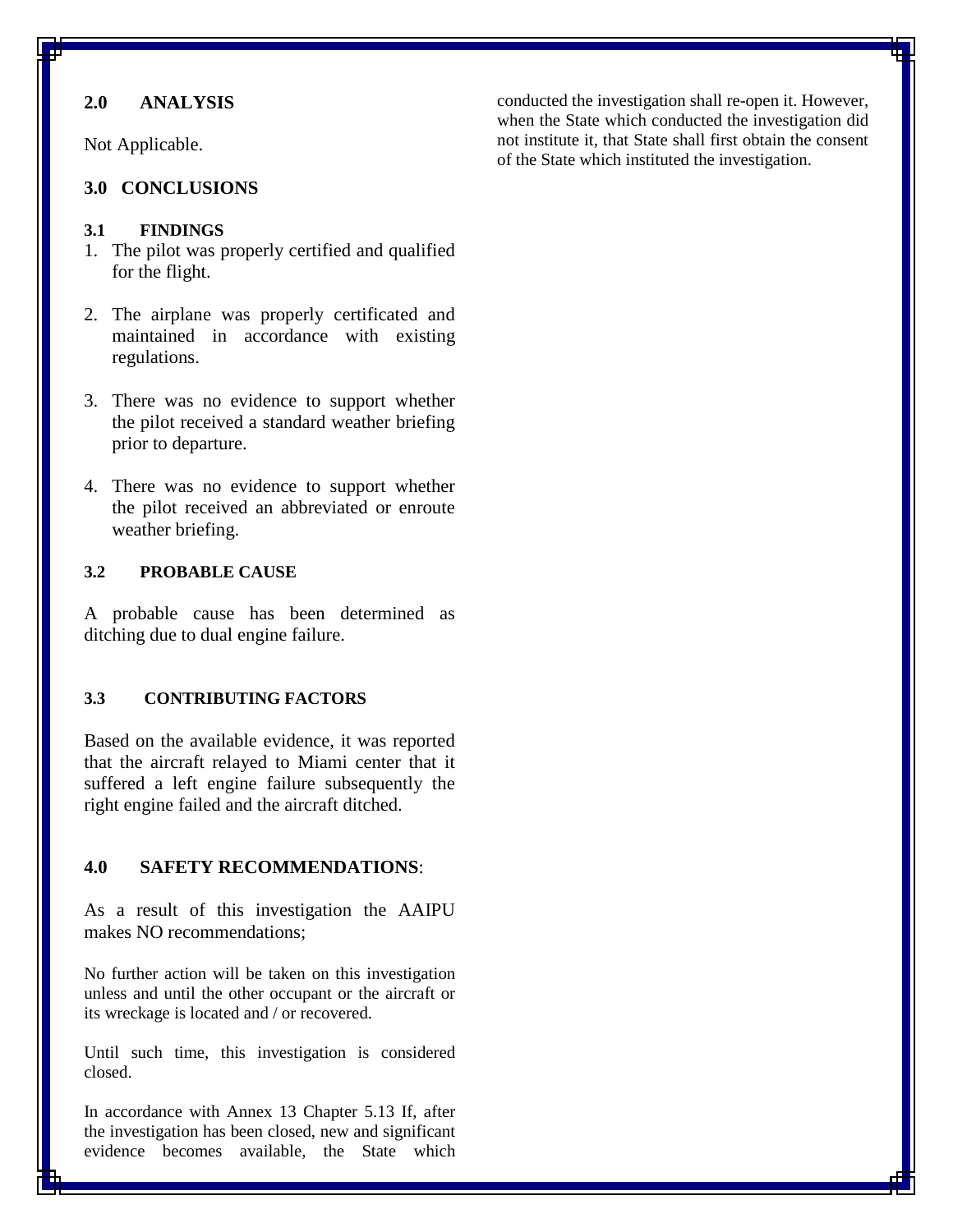## 2.0 ANALYSIS

Not Applicable.

## 3.0 CONCLUSIONS

### 3.1 FINDINGS

1. The pilot was properly certified and qualified for the flight.
2. The airplane was properly certificated and maintained in accordance with existing regulations.
3. There was no evidence to support whether the pilot received a standard weather briefing prior to departure.
4. There was no evidence to support whether the pilot received an abbreviated or enroute weather briefing.

### 3.2 PROBABLE CAUSE

A probable cause has been determined as ditching due to dual engine failure.

### 3.3 CONTRIBUTING FACTORS

Based on the available evidence, it was reported that the aircraft relayed to Miami center that it suffered a left engine failure subsequently the right engine failed and the aircraft ditched.

## 4.0 SAFETY RECOMMENDATIONS:

As a result of this investigation the AAIPU makes NO recommendations;

No further action will be taken on this investigation unless and until the other occupant or the aircraft or its wreckage is located and / or recovered.

Until such time, this investigation is considered closed.

In accordance with Annex 13 Chapter 5.13 If, after the investigation has been closed, new and significant evidence becomes available, the State which conducted the investigation shall re-open it. However, when the State which conducted the investigation did not institute it, that State shall first obtain the consent of the State which instituted the investigation.